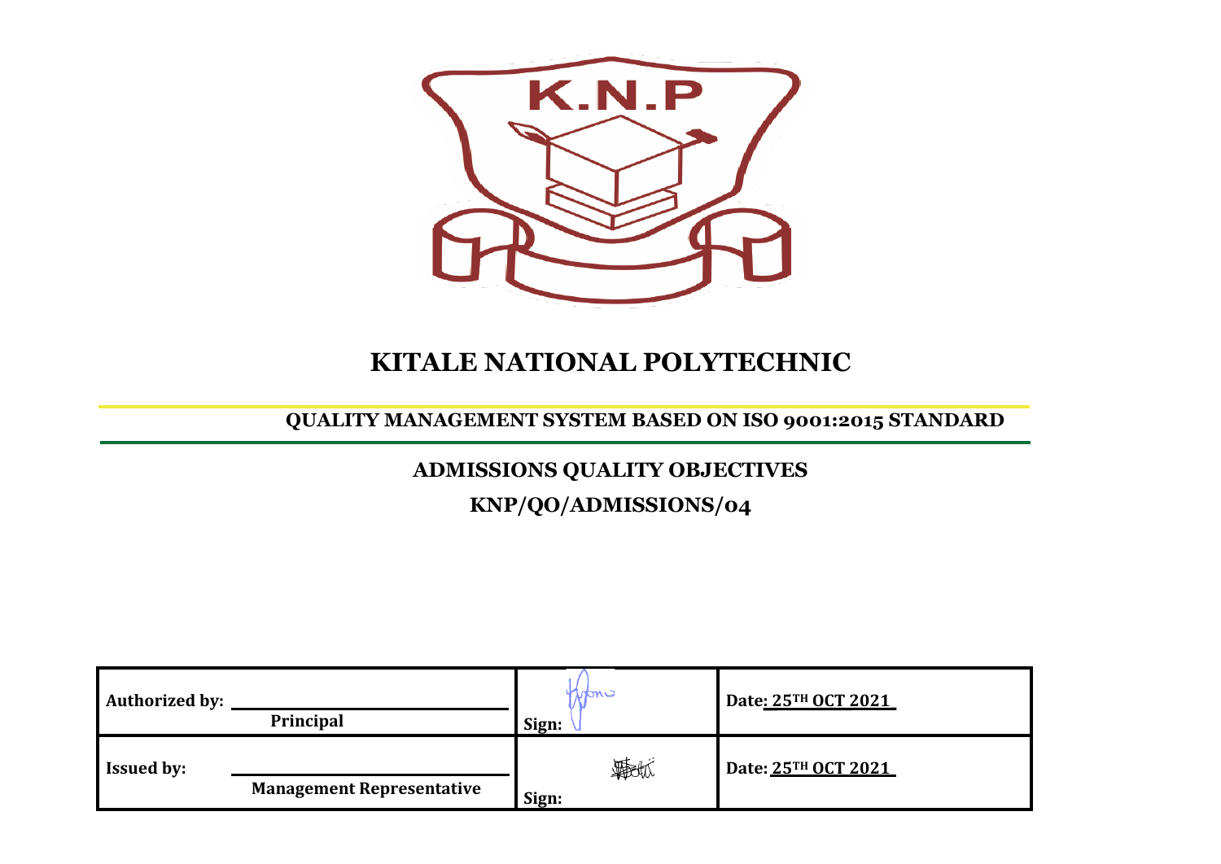# KITALE NATIONAL POLYTECHNIC

## QUALITY MANAGEMENT SYSTEM BASED ON ISO 9001:2015 STANDARD

## ADMISSIONS QUALITY OBJECTIVES

## KNP/QO/ADMISSIONS/04

| | | |
|---|---|---|
| **Authorized by:** **Principal** | **Sign:** | **Date: 25TH OCT 2021** |
| **Issued by:** **Management Representative** | **Sign:** | **Date: 25TH OCT 2021** |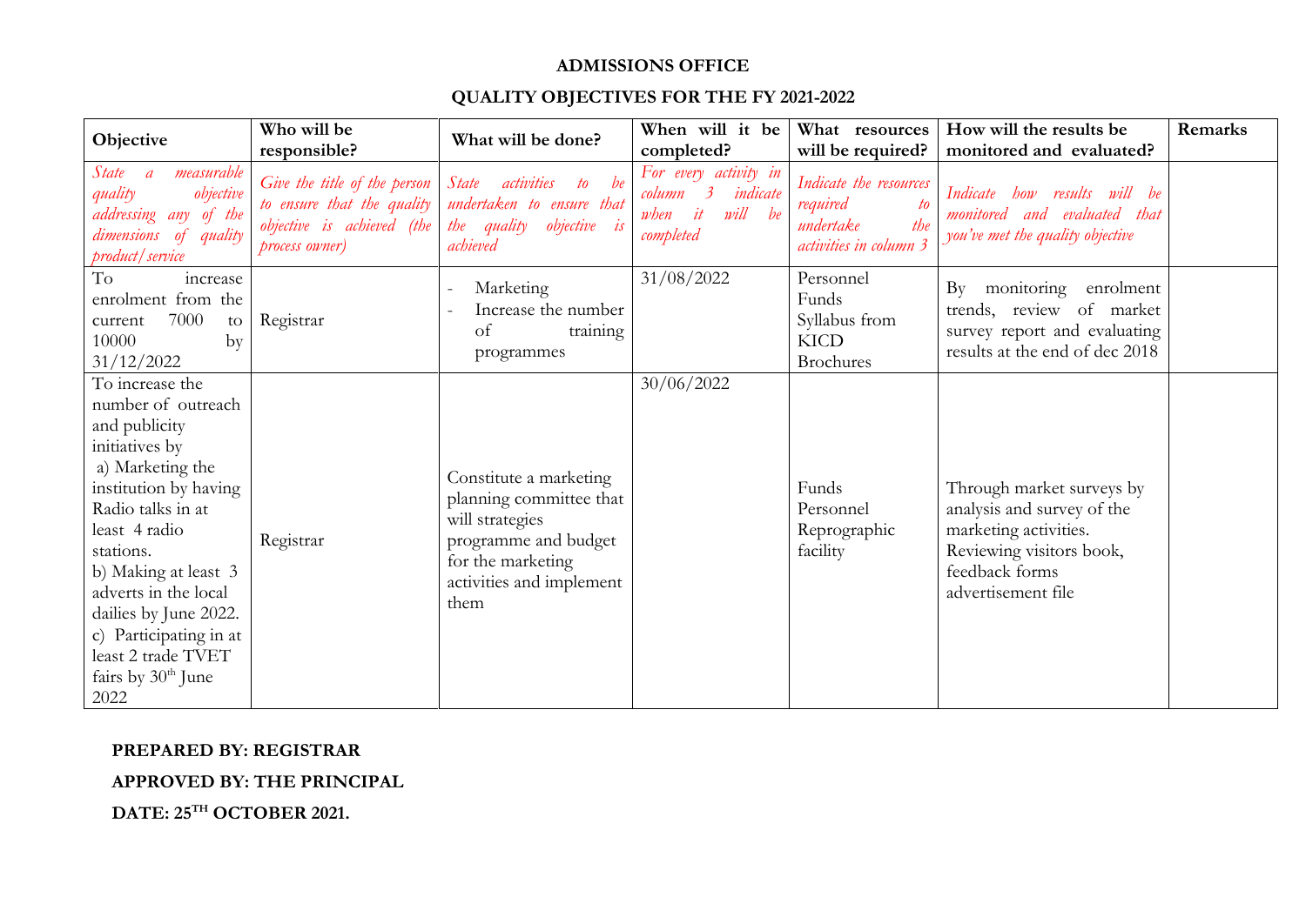**ADMISSIONS OFFICE**

**QUALITY OBJECTIVES FOR THE FY 2021-2022**

| Objective | Who will be responsible? | What will be done? | When will it be completed? | What resources will be required? | How will the results be monitored and evaluated? | Remarks |
|---|---|---|---|---|---|---|
| *State a measurable quality objective addressing any of the dimensions of quality product/service* | *Give the title of the person to ensure that the quality objective is achieved (the process owner)* | *State activities to be undertaken to ensure that the quality objective is achieved* | *For every activity in column 3 indicate when it will be completed* | *Indicate the resources required to undertake the activities in column 3* | *Indicate how results will be monitored and evaluated that you've met the quality objective* | |
| To increase enrolment from the current 7000 to 10000 by 31/12/2022 | Registrar | - Marketing<br>- Increase the number of training programmes | 31/08/2022 | Personnel<br>Funds<br>Syllabus from KICD<br>Brochures | By monitoring enrolment trends, review of market survey report and evaluating results at the end of dec 2018 | |
| To increase the number of outreach and publicity initiatives by<br>a) Marketing the institution by having Radio talks in at least 4 radio stations.<br>b) Making at least 3 adverts in the local dailies by June 2022.<br>c) Participating in at least 2 trade TVET fairs by 30th June 2022 | Registrar | Constitute a marketing planning committee that will strategies programme and budget for the marketing activities and implement them | 30/06/2022 | Funds<br>Personnel<br>Reprographic facility | Through market surveys by analysis and survey of the marketing activities.<br>Reviewing visitors book, feedback forms advertisement file | |

**PREPARED BY: REGISTRAR**

**APPROVED BY: THE PRINCIPAL**

**DATE: 25TH OCTOBER 2021.**